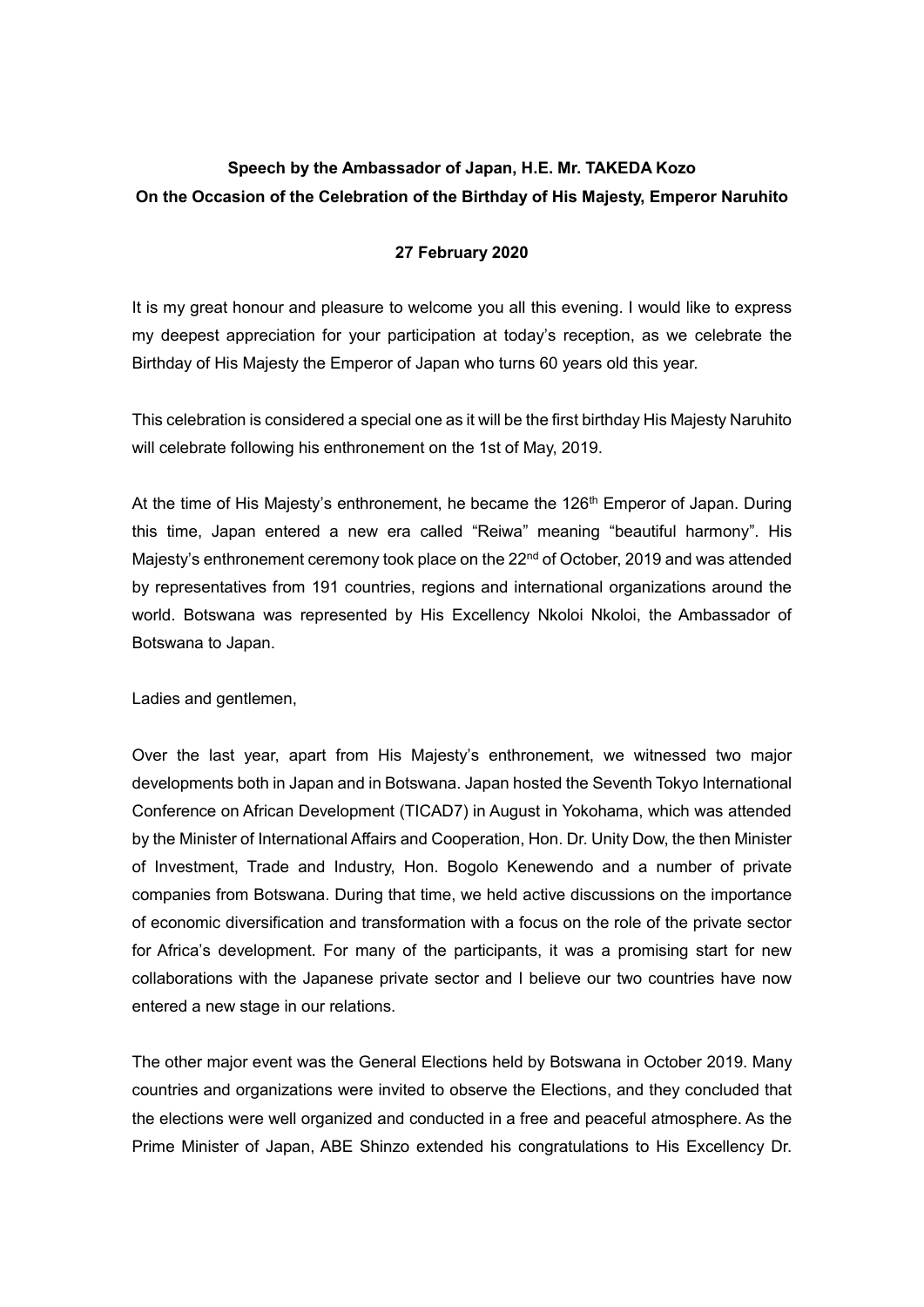**Speech by the Ambassador of Japan, H.E. Mr. TAKEDA Kozo**
**On the Occasion of the Celebration of the Birthday of His Majesty, Emperor Naruhito**

**27 February 2020**

It is my great honour and pleasure to welcome you all this evening. I would like to express my deepest appreciation for your participation at today's reception, as we celebrate the Birthday of His Majesty the Emperor of Japan who turns 60 years old this year.

This celebration is considered a special one as it will be the first birthday His Majesty Naruhito will celebrate following his enthronement on the 1st of May, 2019.

At the time of His Majesty's enthronement, he became the 126th Emperor of Japan. During this time, Japan entered a new era called "Reiwa" meaning "beautiful harmony". His Majesty's enthronement ceremony took place on the 22nd of October, 2019 and was attended by representatives from 191 countries, regions and international organizations around the world. Botswana was represented by His Excellency Nkoloi Nkoloi, the Ambassador of Botswana to Japan.

Ladies and gentlemen,

Over the last year, apart from His Majesty's enthronement, we witnessed two major developments both in Japan and in Botswana. Japan hosted the Seventh Tokyo International Conference on African Development (TICAD7) in August in Yokohama, which was attended by the Minister of International Affairs and Cooperation, Hon. Dr. Unity Dow, the then Minister of Investment, Trade and Industry, Hon. Bogolo Kenewendo and a number of private companies from Botswana. During that time, we held active discussions on the importance of economic diversification and transformation with a focus on the role of the private sector for Africa's development. For many of the participants, it was a promising start for new collaborations with the Japanese private sector and I believe our two countries have now entered a new stage in our relations.

The other major event was the General Elections held by Botswana in October 2019. Many countries and organizations were invited to observe the Elections, and they concluded that the elections were well organized and conducted in a free and peaceful atmosphere. As the Prime Minister of Japan, ABE Shinzo extended his congratulations to His Excellency Dr.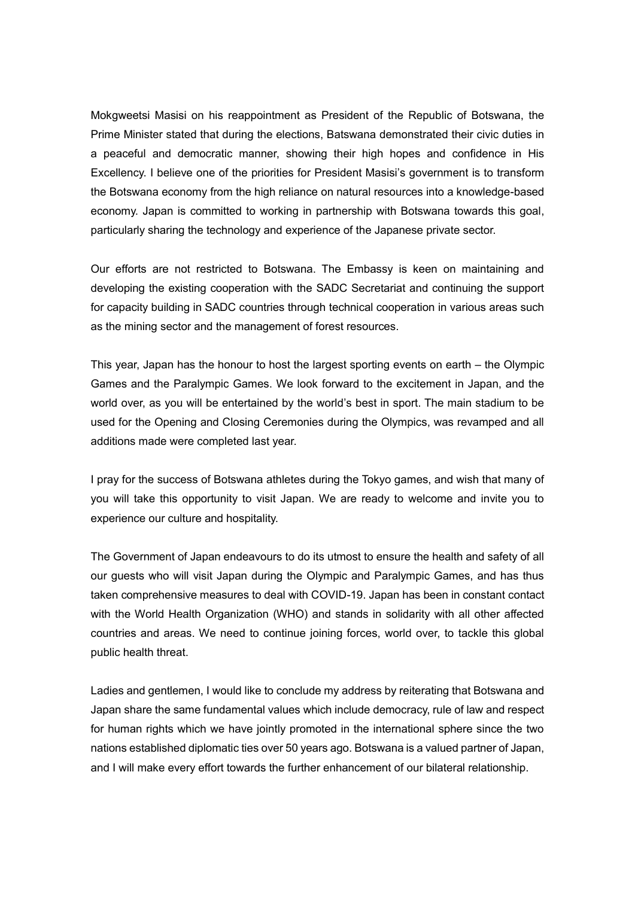Mokgweetsi Masisi on his reappointment as President of the Republic of Botswana, the Prime Minister stated that during the elections, Batswana demonstrated their civic duties in a peaceful and democratic manner, showing their high hopes and confidence in His Excellency. I believe one of the priorities for President Masisi's government is to transform the Botswana economy from the high reliance on natural resources into a knowledge-based economy. Japan is committed to working in partnership with Botswana towards this goal, particularly sharing the technology and experience of the Japanese private sector.

Our efforts are not restricted to Botswana. The Embassy is keen on maintaining and developing the existing cooperation with the SADC Secretariat and continuing the support for capacity building in SADC countries through technical cooperation in various areas such as the mining sector and the management of forest resources.

This year, Japan has the honour to host the largest sporting events on earth – the Olympic Games and the Paralympic Games. We look forward to the excitement in Japan, and the world over, as you will be entertained by the world's best in sport. The main stadium to be used for the Opening and Closing Ceremonies during the Olympics, was revamped and all additions made were completed last year.

I pray for the success of Botswana athletes during the Tokyo games, and wish that many of you will take this opportunity to visit Japan. We are ready to welcome and invite you to experience our culture and hospitality.

The Government of Japan endeavours to do its utmost to ensure the health and safety of all our guests who will visit Japan during the Olympic and Paralympic Games, and has thus taken comprehensive measures to deal with COVID-19. Japan has been in constant contact with the World Health Organization (WHO) and stands in solidarity with all other affected countries and areas. We need to continue joining forces, world over, to tackle this global public health threat.

Ladies and gentlemen, I would like to conclude my address by reiterating that Botswana and Japan share the same fundamental values which include democracy, rule of law and respect for human rights which we have jointly promoted in the international sphere since the two nations established diplomatic ties over 50 years ago. Botswana is a valued partner of Japan, and I will make every effort towards the further enhancement of our bilateral relationship.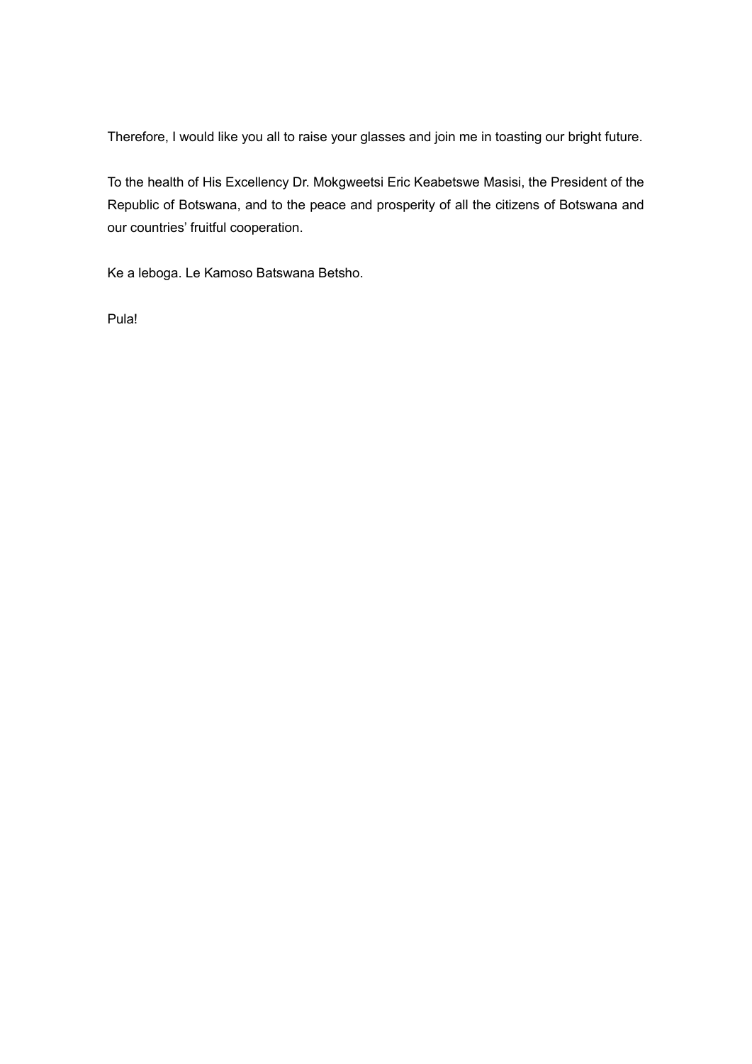Therefore, I would like you all to raise your glasses and join me in toasting our bright future.

To the health of His Excellency Dr. Mokgweetsi Eric Keabetswe Masisi, the President of the Republic of Botswana, and to the peace and prosperity of all the citizens of Botswana and our countries' fruitful cooperation.

Ke a leboga. Le Kamoso Batswana Betsho.

Pula!